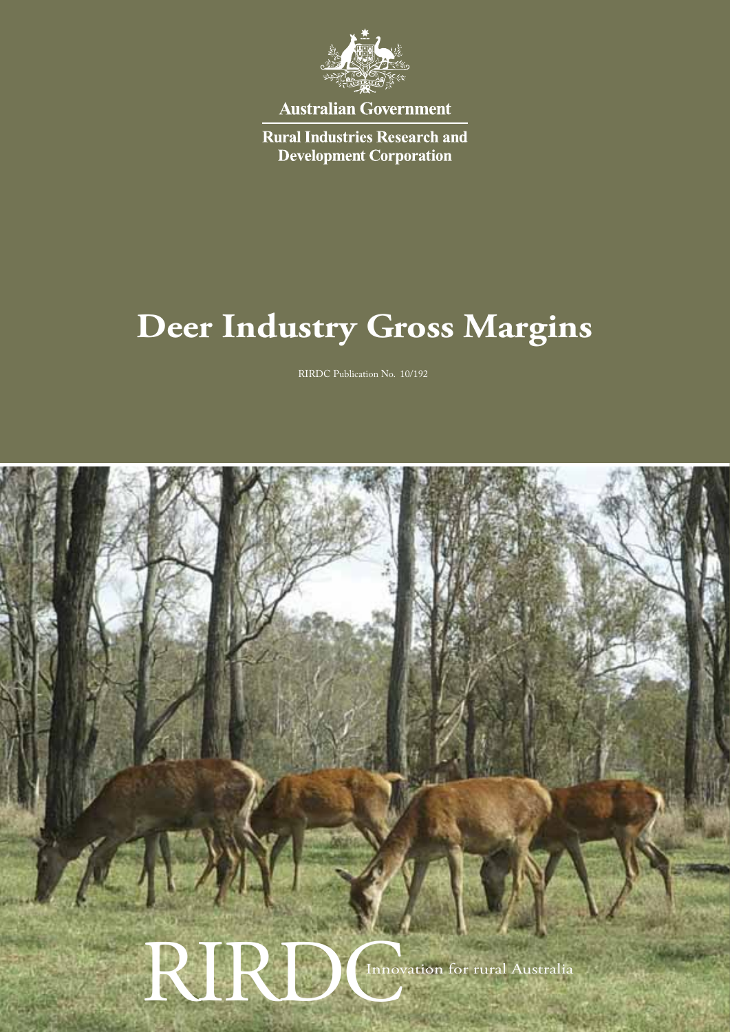Australian Government

Rural Industries Research and Development Corporation

# Deer Industry Gross Margins

RIRDC Publication No. 10/192

RIRDC Innovation for rural Australia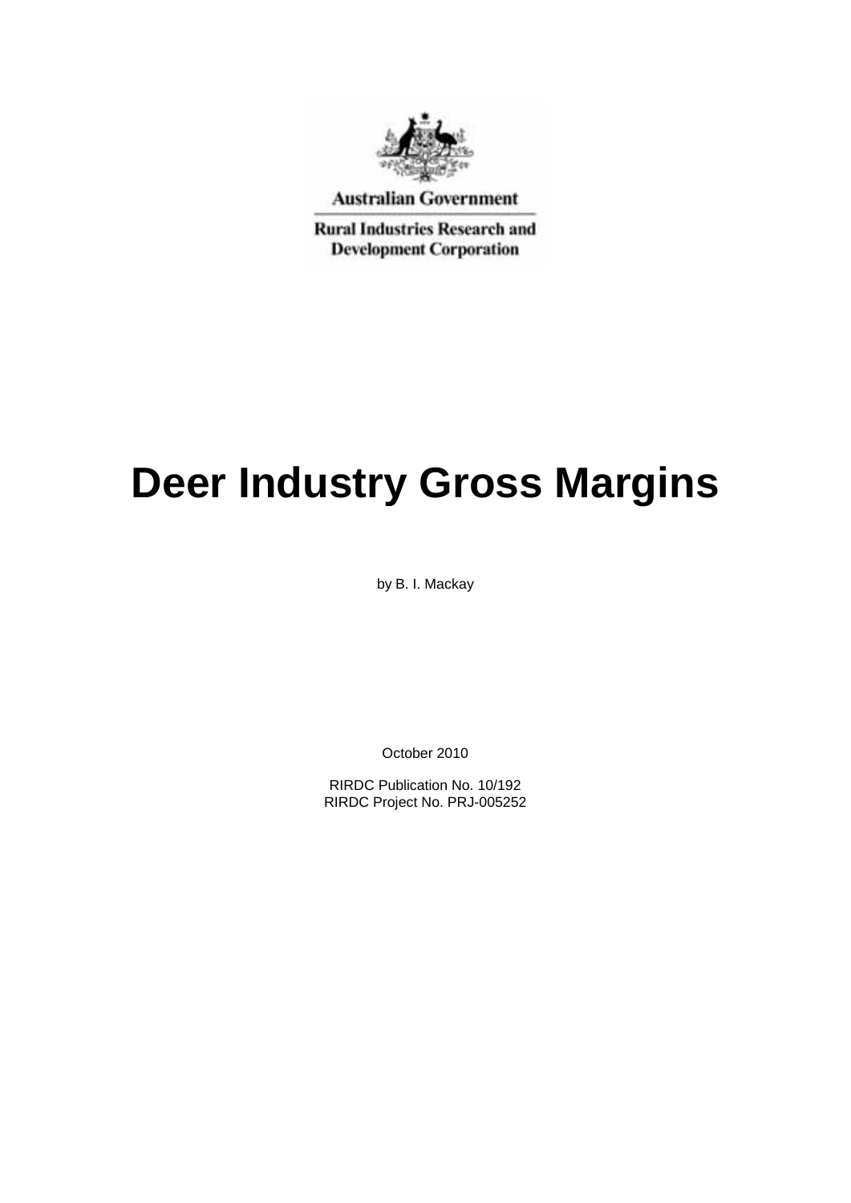Australian Government

Rural Industries Research and Development Corporation

# Deer Industry Gross Margins

by B. I. Mackay

October 2010

RIRDC Publication No. 10/192
RIRDC Project No. PRJ-005252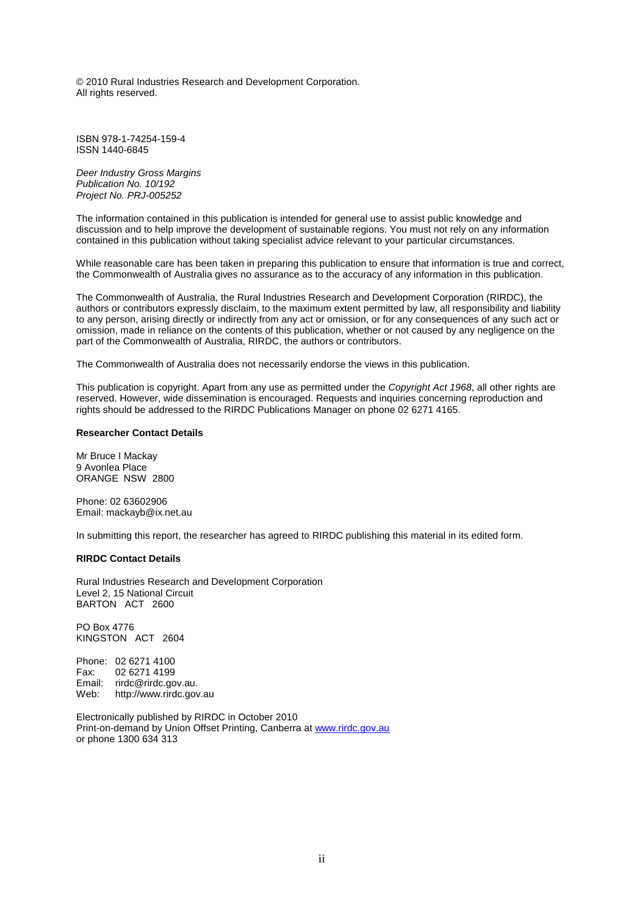© 2010 Rural Industries Research and Development Corporation.
All rights reserved.

ISBN 978-1-74254-159-4
ISSN 1440-6845

*Deer Industry Gross Margins*
*Publication No. 10/192*
*Project No. PRJ-005252*

The information contained in this publication is intended for general use to assist public knowledge and discussion and to help improve the development of sustainable regions. You must not rely on any information contained in this publication without taking specialist advice relevant to your particular circumstances.

While reasonable care has been taken in preparing this publication to ensure that information is true and correct, the Commonwealth of Australia gives no assurance as to the accuracy of any information in this publication.

The Commonwealth of Australia, the Rural Industries Research and Development Corporation (RIRDC), the authors or contributors expressly disclaim, to the maximum extent permitted by law, all responsibility and liability to any person, arising directly or indirectly from any act or omission, or for any consequences of any such act or omission, made in reliance on the contents of this publication, whether or not caused by any negligence on the part of the Commonwealth of Australia, RIRDC, the authors or contributors.

The Commonwealth of Australia does not necessarily endorse the views in this publication.

This publication is copyright. Apart from any use as permitted under the *Copyright Act 1968*, all other rights are reserved. However, wide dissemination is encouraged. Requests and inquiries concerning reproduction and rights should be addressed to the RIRDC Publications Manager on phone 02 6271 4165.

**Researcher Contact Details**

Mr Bruce I Mackay
9 Avonlea Place
ORANGE NSW 2800

Phone: 02 63602906
Email: mackayb@ix.net.au

In submitting this report, the researcher has agreed to RIRDC publishing this material in its edited form.

**RIRDC Contact Details**

Rural Industries Research and Development Corporation
Level 2, 15 National Circuit
BARTON ACT 2600

PO Box 4776
KINGSTON ACT 2604

Phone: 02 6271 4100
Fax: 02 6271 4199
Email: rirdc@rirdc.gov.au.
Web: http://www.rirdc.gov.au

Electronically published by RIRDC in October 2010
Print-on-demand by Union Offset Printing, Canberra at www.rirdc.gov.au
or phone 1300 634 313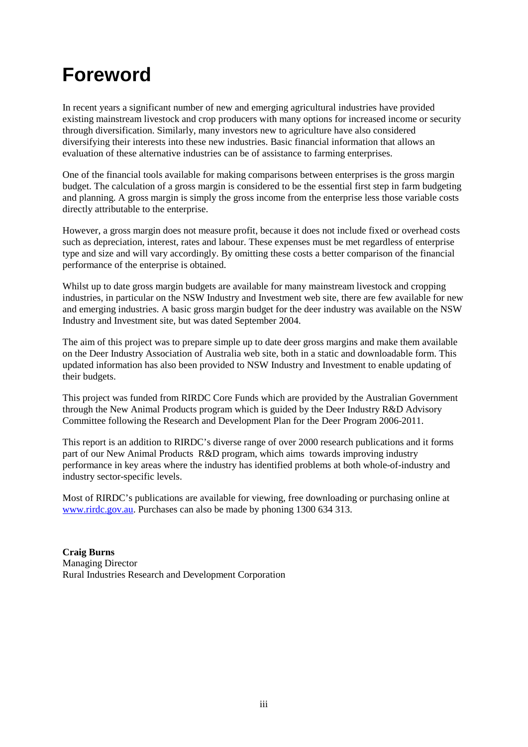# Foreword

In recent years a significant number of new and emerging agricultural industries have provided existing mainstream livestock and crop producers with many options for increased income or security through diversification. Similarly, many investors new to agriculture have also considered diversifying their interests into these new industries. Basic financial information that allows an evaluation of these alternative industries can be of assistance to farming enterprises.

One of the financial tools available for making comparisons between enterprises is the gross margin budget. The calculation of a gross margin is considered to be the essential first step in farm budgeting and planning. A gross margin is simply the gross income from the enterprise less those variable costs directly attributable to the enterprise.

However, a gross margin does not measure profit, because it does not include fixed or overhead costs such as depreciation, interest, rates and labour. These expenses must be met regardless of enterprise type and size and will vary accordingly. By omitting these costs a better comparison of the financial performance of the enterprise is obtained.

Whilst up to date gross margin budgets are available for many mainstream livestock and cropping industries, in particular on the NSW Industry and Investment web site, there are few available for new and emerging industries. A basic gross margin budget for the deer industry was available on the NSW Industry and Investment site, but was dated September 2004.

The aim of this project was to prepare simple up to date deer gross margins and make them available on the Deer Industry Association of Australia web site, both in a static and downloadable form. This updated information has also been provided to NSW Industry and Investment to enable updating of their budgets.

This project was funded from RIRDC Core Funds which are provided by the Australian Government through the New Animal Products program which is guided by the Deer Industry R&D Advisory Committee following the Research and Development Plan for the Deer Program 2006-2011.

This report is an addition to RIRDC's diverse range of over 2000 research publications and it forms part of our New Animal Products R&D program, which aims towards improving industry performance in key areas where the industry has identified problems at both whole-of-industry and industry sector-specific levels.

Most of RIRDC's publications are available for viewing, free downloading or purchasing online at www.rirdc.gov.au. Purchases can also be made by phoning 1300 634 313.

**Craig Burns**
Managing Director
Rural Industries Research and Development Corporation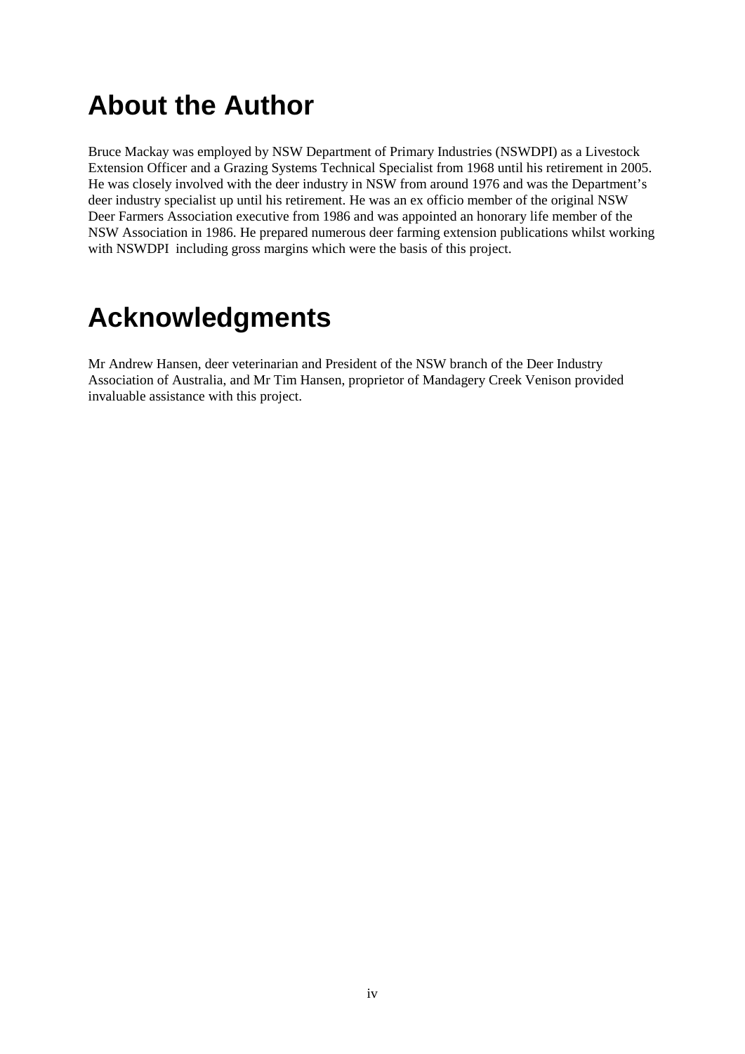# About the Author

Bruce Mackay was employed by NSW Department of Primary Industries (NSWDPI) as a Livestock Extension Officer and a Grazing Systems Technical Specialist from 1968 until his retirement in 2005. He was closely involved with the deer industry in NSW from around 1976 and was the Department's deer industry specialist up until his retirement. He was an ex officio member of the original NSW Deer Farmers Association executive from 1986 and was appointed an honorary life member of the NSW Association in 1986. He prepared numerous deer farming extension publications whilst working with NSWDPI including gross margins which were the basis of this project.

# Acknowledgments

Mr Andrew Hansen, deer veterinarian and President of the NSW branch of the Deer Industry Association of Australia, and Mr Tim Hansen, proprietor of Mandagery Creek Venison provided invaluable assistance with this project.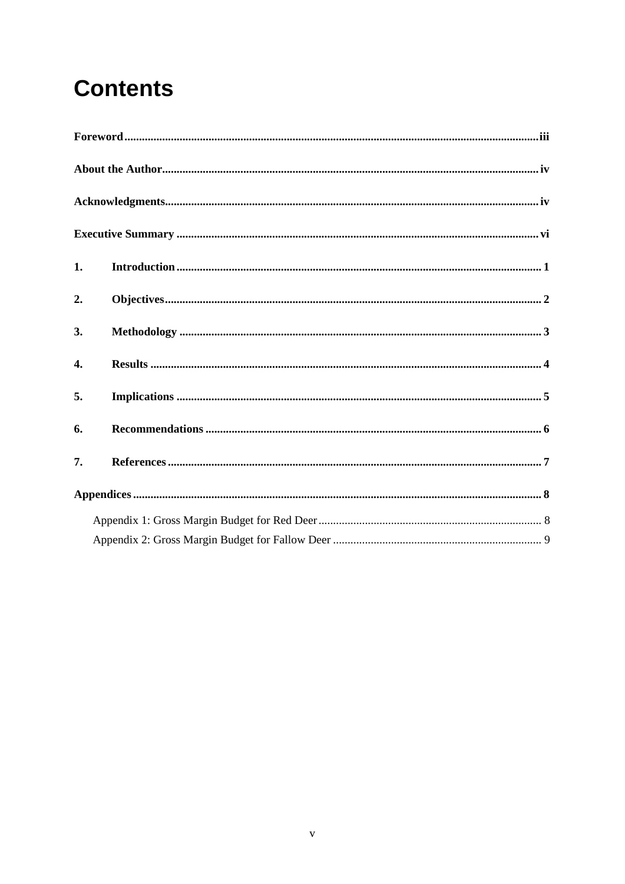# Contents

**Foreword** .... iii

**About the Author** .... iv

**Acknowledgments** .... iv

**Executive Summary** .... vi

**1. Introduction** .... 1

**2. Objectives** .... 2

**3. Methodology** .... 3

**4. Results** .... 4

**5. Implications** .... 5

**6. Recommendations** .... 6

**7. References** .... 7

**Appendices** .... 8

- Appendix 1: Gross Margin Budget for Red Deer .... 8
- Appendix 2: Gross Margin Budget for Fallow Deer .... 9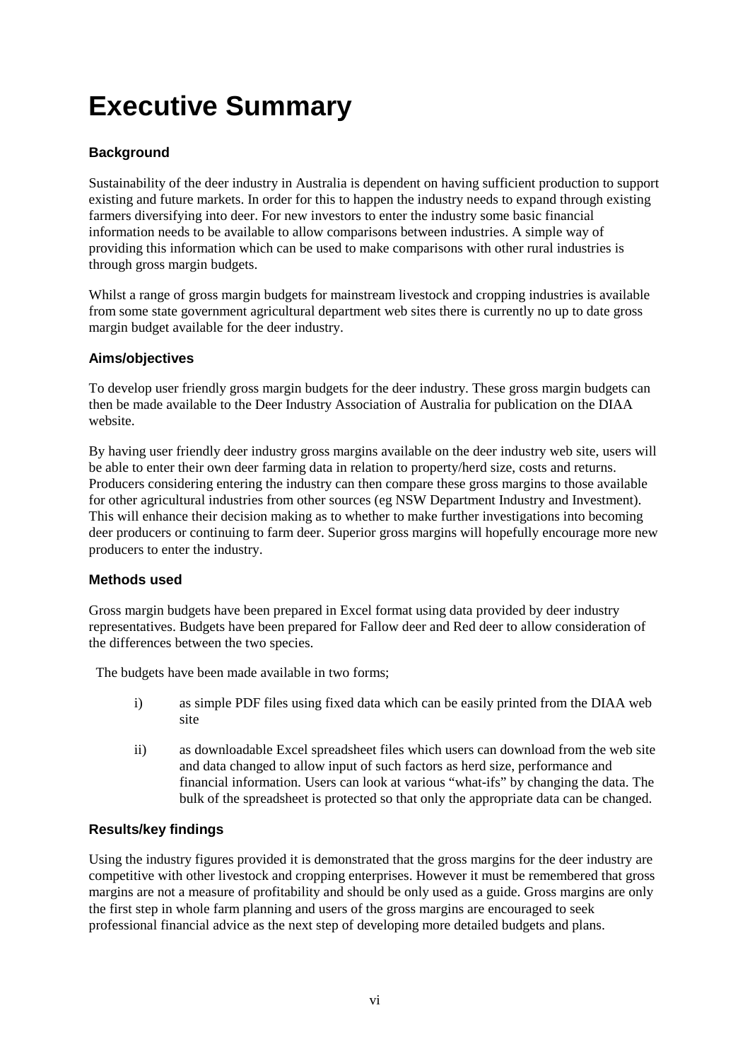# Executive Summary

### Background

Sustainability of the deer industry in Australia is dependent on having sufficient production to support existing and future markets. In order for this to happen the industry needs to expand through existing farmers diversifying into deer. For new investors to enter the industry some basic financial information needs to be available to allow comparisons between industries. A simple way of providing this information which can be used to make comparisons with other rural industries is through gross margin budgets.

Whilst a range of gross margin budgets for mainstream livestock and cropping industries is available from some state government agricultural department web sites there is currently no up to date gross margin budget available for the deer industry.

### Aims/objectives

To develop user friendly gross margin budgets for the deer industry. These gross margin budgets can then be made available to the Deer Industry Association of Australia for publication on the DIAA website.

By having user friendly deer industry gross margins available on the deer industry web site, users will be able to enter their own deer farming data in relation to property/herd size, costs and returns. Producers considering entering the industry can then compare these gross margins to those available for other agricultural industries from other sources (eg NSW Department Industry and Investment). This will enhance their decision making as to whether to make further investigations into becoming deer producers or continuing to farm deer. Superior gross margins will hopefully encourage more new producers to enter the industry.

### Methods used

Gross margin budgets have been prepared in Excel format using data provided by deer industry representatives. Budgets have been prepared for Fallow deer and Red deer to allow consideration of the differences between the two species.

The budgets have been made available in two forms;

i) as simple PDF files using fixed data which can be easily printed from the DIAA web site

ii) as downloadable Excel spreadsheet files which users can download from the web site and data changed to allow input of such factors as herd size, performance and financial information. Users can look at various "what-ifs" by changing the data. The bulk of the spreadsheet is protected so that only the appropriate data can be changed.

### Results/key findings

Using the industry figures provided it is demonstrated that the gross margins for the deer industry are competitive with other livestock and cropping enterprises. However it must be remembered that gross margins are not a measure of profitability and should be only used as a guide. Gross margins are only the first step in whole farm planning and users of the gross margins are encouraged to seek professional financial advice as the next step of developing more detailed budgets and plans.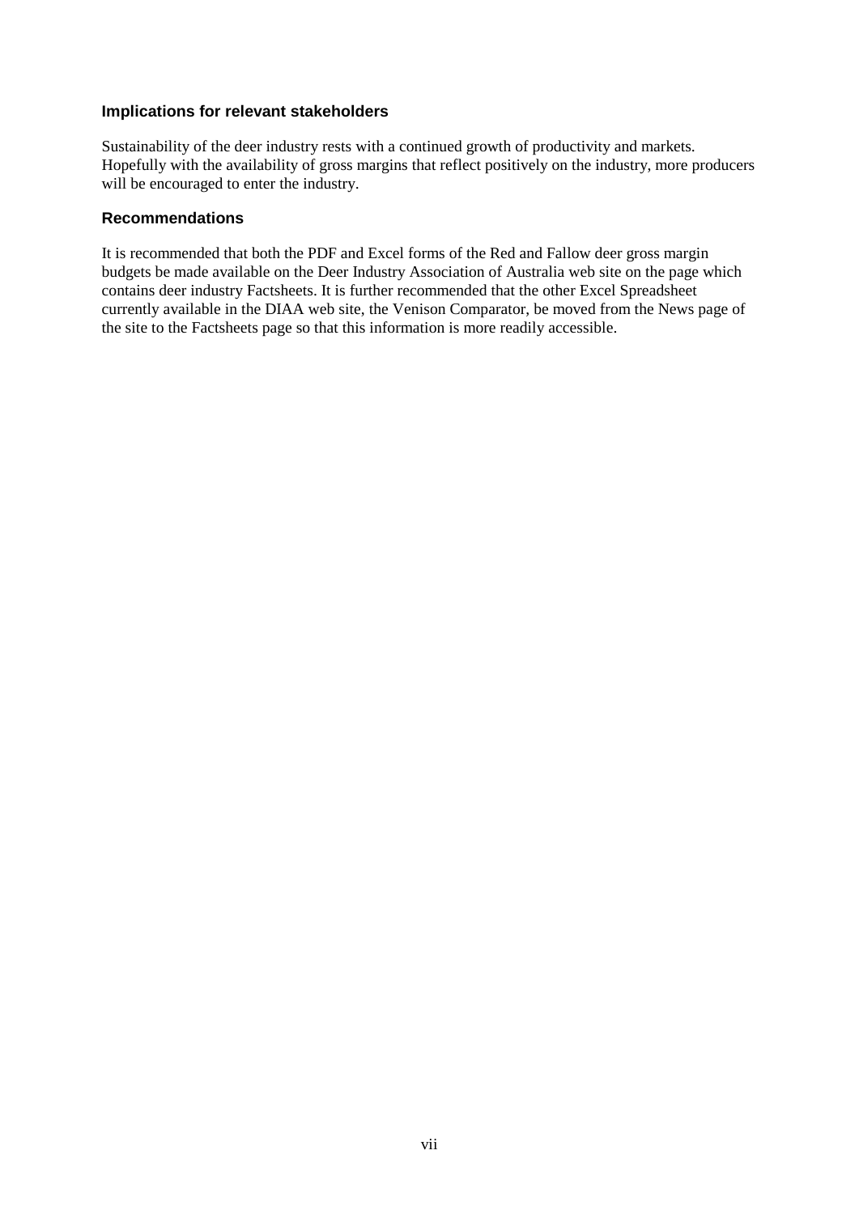### Implications for relevant stakeholders

Sustainability of the deer industry rests with a continued growth of productivity and markets. Hopefully with the availability of gross margins that reflect positively on the industry, more producers will be encouraged to enter the industry.

### Recommendations

It is recommended that both the PDF and Excel forms of the Red and Fallow deer gross margin budgets be made available on the Deer Industry Association of Australia web site on the page which contains deer industry Factsheets. It is further recommended that the other Excel Spreadsheet currently available in the DIAA web site, the Venison Comparator, be moved from the News page of the site to the Factsheets page so that this information is more readily accessible.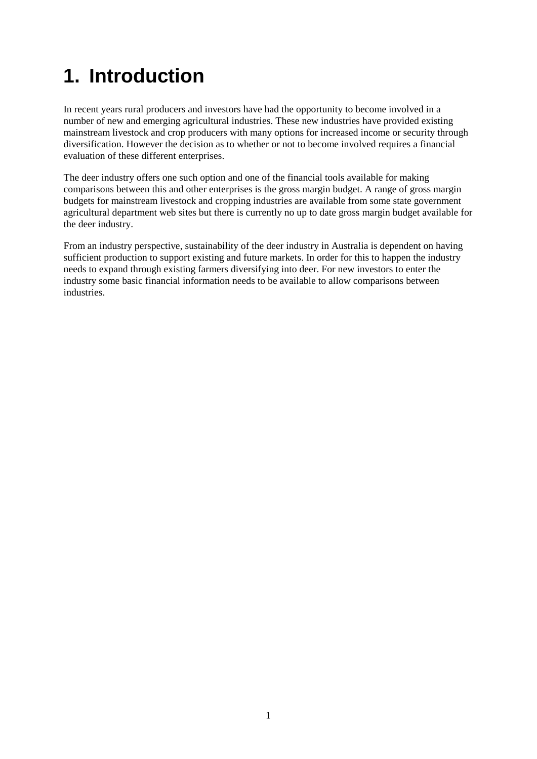# 1. Introduction

In recent years rural producers and investors have had the opportunity to become involved in a number of new and emerging agricultural industries. These new industries have provided existing mainstream livestock and crop producers with many options for increased income or security through diversification. However the decision as to whether or not to become involved requires a financial evaluation of these different enterprises.

The deer industry offers one such option and one of the financial tools available for making comparisons between this and other enterprises is the gross margin budget. A range of gross margin budgets for mainstream livestock and cropping industries are available from some state government agricultural department web sites but there is currently no up to date gross margin budget available for the deer industry.

From an industry perspective, sustainability of the deer industry in Australia is dependent on having sufficient production to support existing and future markets. In order for this to happen the industry needs to expand through existing farmers diversifying into deer. For new investors to enter the industry some basic financial information needs to be available to allow comparisons between industries.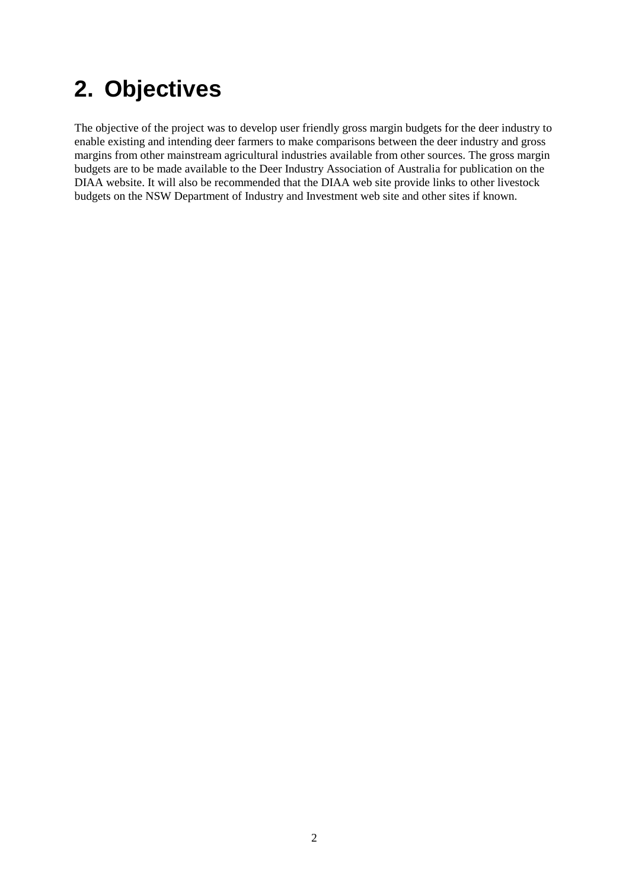# 2. Objectives

The objective of the project was to develop user friendly gross margin budgets for the deer industry to enable existing and intending deer farmers to make comparisons between the deer industry and gross margins from other mainstream agricultural industries available from other sources. The gross margin budgets are to be made available to the Deer Industry Association of Australia for publication on the DIAA website. It will also be recommended that the DIAA web site provide links to other livestock budgets on the NSW Department of Industry and Investment web site and other sites if known.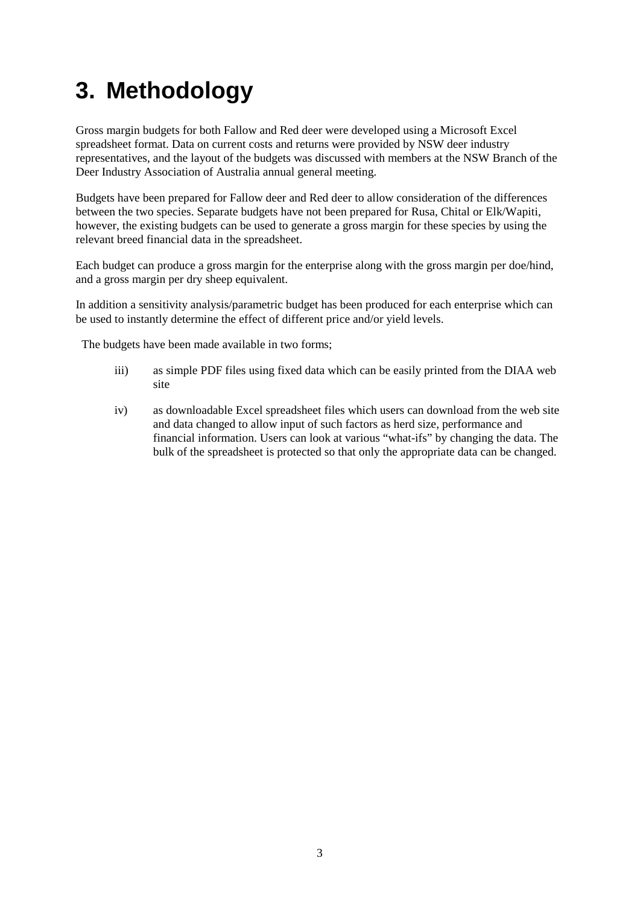# 3. Methodology

Gross margin budgets for both Fallow and Red deer were developed using a Microsoft Excel spreadsheet format. Data on current costs and returns were provided by NSW deer industry representatives, and the layout of the budgets was discussed with members at the NSW Branch of the Deer Industry Association of Australia annual general meeting.

Budgets have been prepared for Fallow deer and Red deer to allow consideration of the differences between the two species. Separate budgets have not been prepared for Rusa, Chital or Elk/Wapiti, however, the existing budgets can be used to generate a gross margin for these species by using the relevant breed financial data in the spreadsheet.

Each budget can produce a gross margin for the enterprise along with the gross margin per doe/hind, and a gross margin per dry sheep equivalent.

In addition a sensitivity analysis/parametric budget has been produced for each enterprise which can be used to instantly determine the effect of different price and/or yield levels.

The budgets have been made available in two forms;

iii) as simple PDF files using fixed data which can be easily printed from the DIAA web site

iv) as downloadable Excel spreadsheet files which users can download from the web site and data changed to allow input of such factors as herd size, performance and financial information. Users can look at various "what-ifs" by changing the data. The bulk of the spreadsheet is protected so that only the appropriate data can be changed.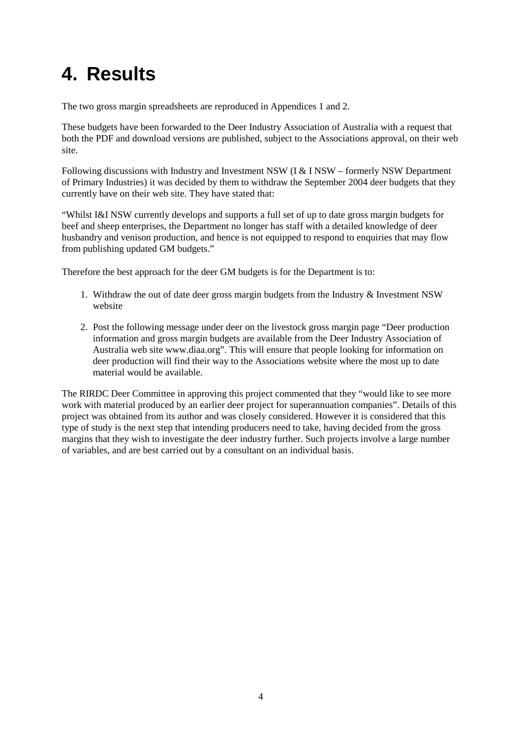# 4. Results

The two gross margin spreadsheets are reproduced in Appendices 1 and 2.

These budgets have been forwarded to the Deer Industry Association of Australia with a request that both the PDF and download versions are published, subject to the Associations approval, on their web site.

Following discussions with Industry and Investment NSW (I & I NSW – formerly NSW Department of Primary Industries) it was decided by them to withdraw the September 2004 deer budgets that they currently have on their web site. They have stated that:

"Whilst I&I NSW currently develops and supports a full set of up to date gross margin budgets for beef and sheep enterprises, the Department no longer has staff with a detailed knowledge of deer husbandry and venison production, and hence is not equipped to respond to enquiries that may flow from publishing updated GM budgets."

Therefore the best approach for the deer GM budgets is for the Department is to:

1. Withdraw the out of date deer gross margin budgets from the Industry & Investment NSW website
2. Post the following message under deer on the livestock gross margin page "Deer production information and gross margin budgets are available from the Deer Industry Association of Australia web site www.diaa.org". This will ensure that people looking for information on deer production will find their way to the Associations website where the most up to date material would be available.

The RIRDC Deer Committee in approving this project commented that they "would like to see more work with material produced by an earlier deer project for superannuation companies". Details of this project was obtained from its author and was closely considered. However it is considered that this type of study is the next step that intending producers need to take, having decided from the gross margins that they wish to investigate the deer industry further. Such projects involve a large number of variables, and are best carried out by a consultant on an individual basis.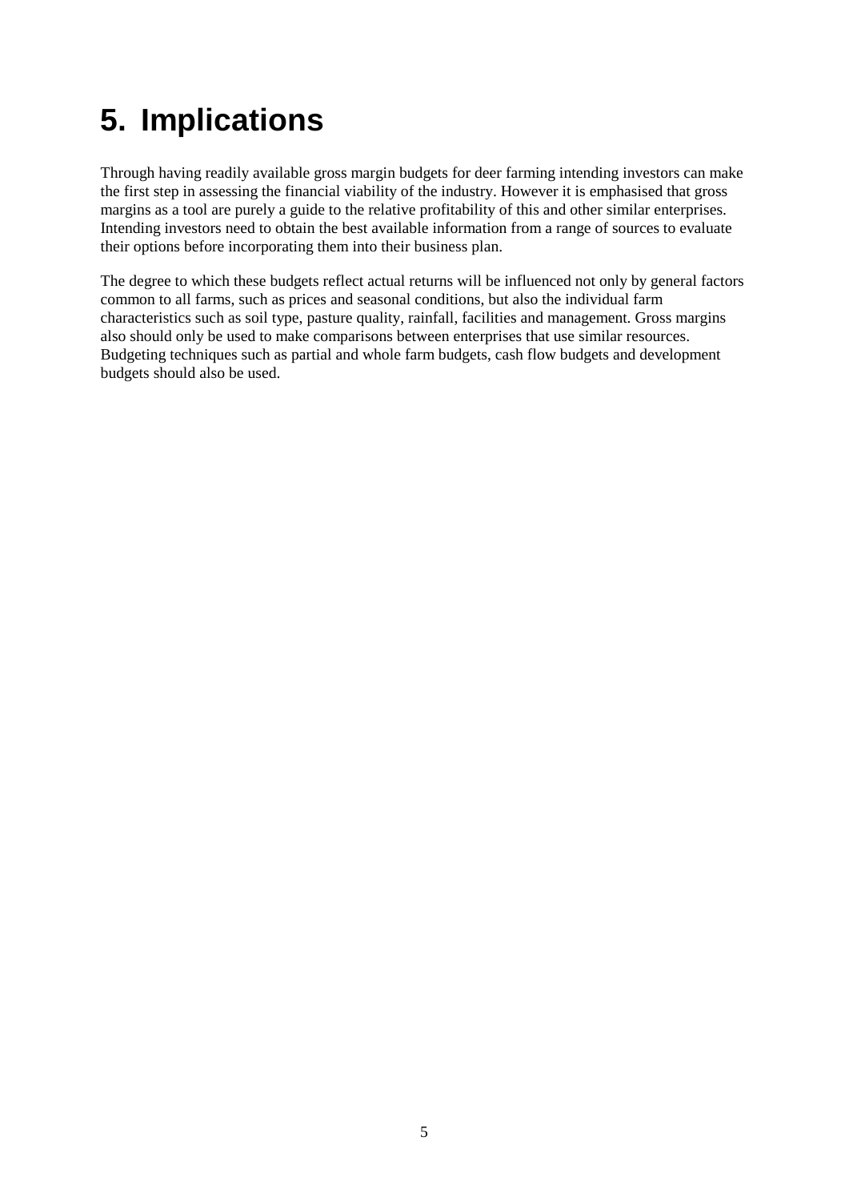# 5. Implications

Through having readily available gross margin budgets for deer farming intending investors can make the first step in assessing the financial viability of the industry. However it is emphasised that gross margins as a tool are purely a guide to the relative profitability of this and other similar enterprises. Intending investors need to obtain the best available information from a range of sources to evaluate their options before incorporating them into their business plan.

The degree to which these budgets reflect actual returns will be influenced not only by general factors common to all farms, such as prices and seasonal conditions, but also the individual farm characteristics such as soil type, pasture quality, rainfall, facilities and management. Gross margins also should only be used to make comparisons between enterprises that use similar resources. Budgeting techniques such as partial and whole farm budgets, cash flow budgets and development budgets should also be used.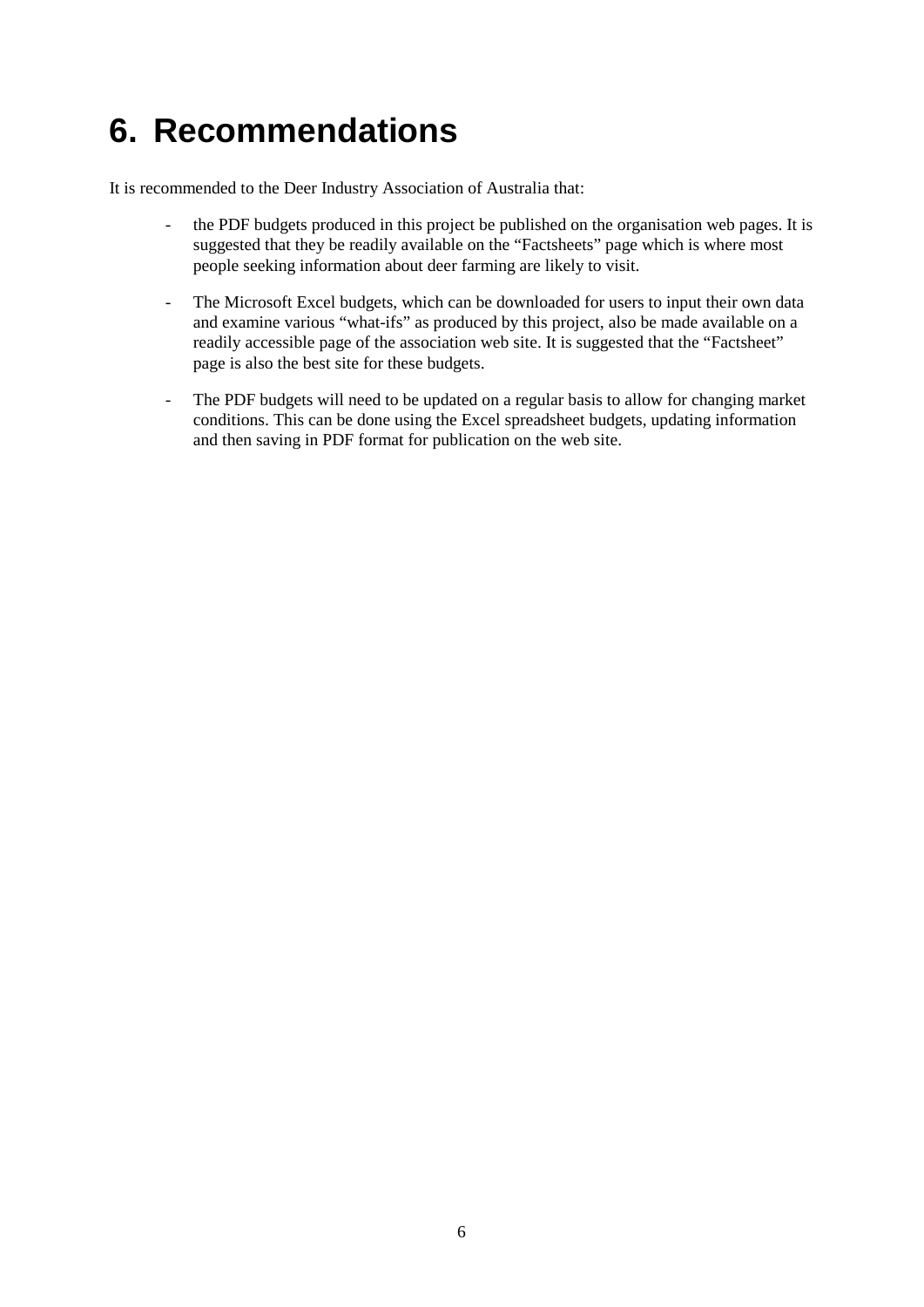# 6. Recommendations

It is recommended to the Deer Industry Association of Australia that:

- the PDF budgets produced in this project be published on the organisation web pages. It is suggested that they be readily available on the "Factsheets" page which is where most people seeking information about deer farming are likely to visit.
- The Microsoft Excel budgets, which can be downloaded for users to input their own data and examine various "what-ifs" as produced by this project, also be made available on a readily accessible page of the association web site. It is suggested that the "Factsheet" page is also the best site for these budgets.
- The PDF budgets will need to be updated on a regular basis to allow for changing market conditions. This can be done using the Excel spreadsheet budgets, updating information and then saving in PDF format for publication on the web site.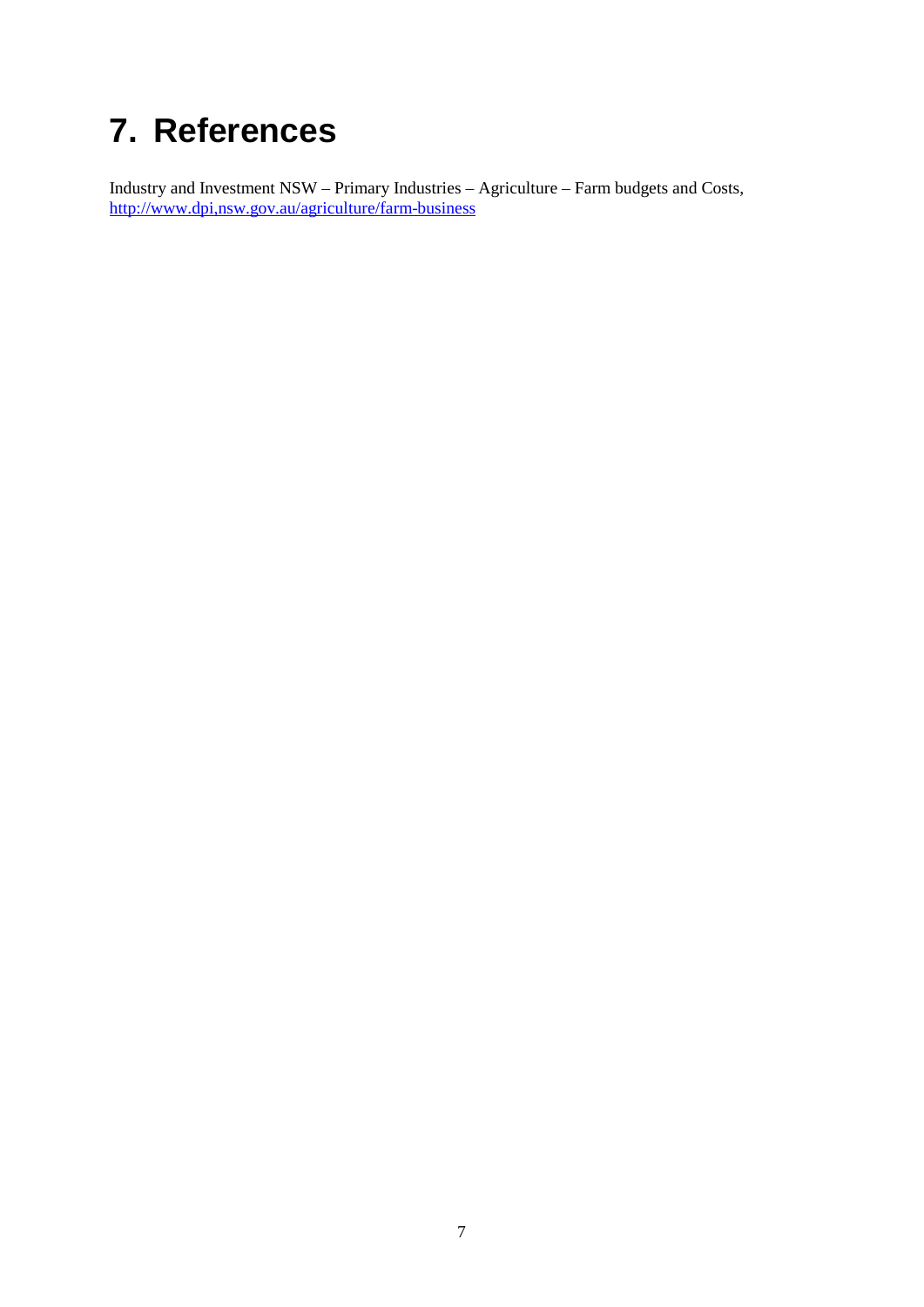# 7. References

Industry and Investment NSW – Primary Industries – Agriculture – Farm budgets and Costs, http://www.dpi,nsw.gov.au/agriculture/farm-business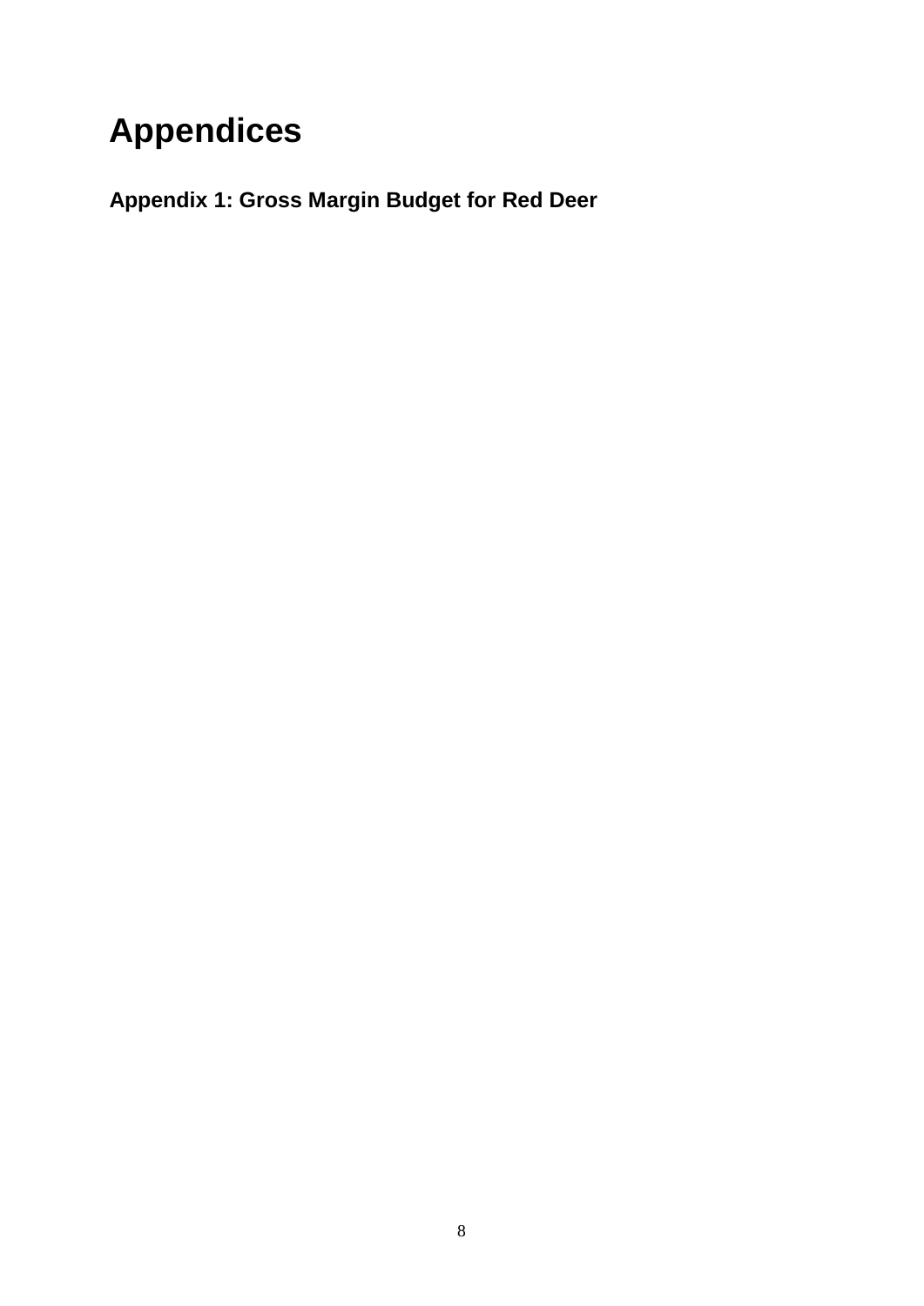# Appendices

## Appendix 1: Gross Margin Budget for Red Deer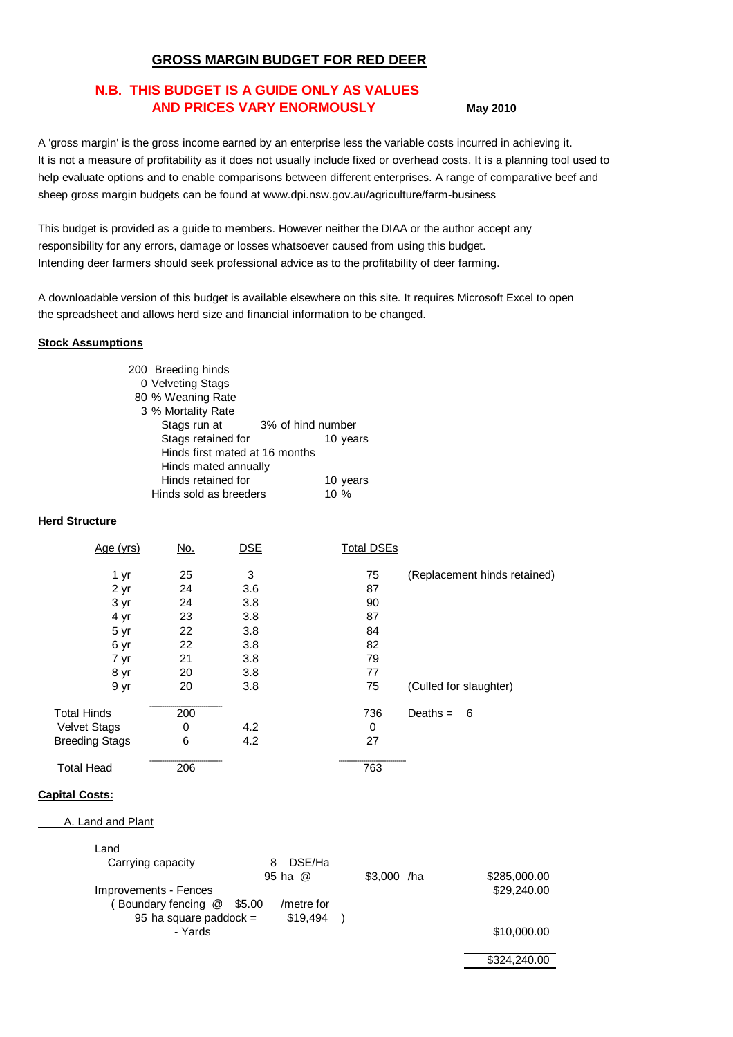## GROSS MARGIN BUDGET FOR RED DEER

**N.B. THIS BUDGET IS A GUIDE ONLY AS VALUES AND PRICES VARY ENORMOUSLY**

**May 2010**

A 'gross margin' is the gross income earned by an enterprise less the variable costs incurred in achieving it. It is not a measure of profitability as it does not usually include fixed or overhead costs. It is a planning tool used to help evaluate options and to enable comparisons between different enterprises. A range of comparative beef and sheep gross margin budgets can be found at www.dpi.nsw.gov.au/agriculture/farm-business

This budget is provided as a guide to members. However neither the DIAA or the author accept any responsibility for any errors, damage or losses whatsoever caused from using this budget. Intending deer farmers should seek professional advice as to the profitability of deer farming.

A downloadable version of this budget is available elsewhere on this site. It requires Microsoft Excel to open the spreadsheet and allows herd size and financial information to be changed.

**Stock Assumptions**

- 200 Breeding hinds
- 0 Velveting Stags
- 80 % Weaning Rate
- 3 % Mortality Rate
- Stags run at 3% of hind number
- Stags retained for 10 years
- Hinds first mated at 16 months
- Hinds mated annually
- Hinds retained for 10 years
- Hinds sold as breeders 10 %

**Herd Structure**

| Age (yrs) | No. | DSE | Total DSEs | |
|---|---|---|---|---|
| 1 yr | 25 | 3 | 75 | (Replacement hinds retained) |
| 2 yr | 24 | 3.6 | 87 | |
| 3 yr | 24 | 3.8 | 90 | |
| 4 yr | 23 | 3.8 | 87 | |
| 5 yr | 22 | 3.8 | 84 | |
| 6 yr | 22 | 3.8 | 82 | |
| 7 yr | 21 | 3.8 | 79 | |
| 8 yr | 20 | 3.8 | 77 | |
| 9 yr | 20 | 3.8 | 75 | (Culled for slaughter) |
| Total Hinds | 200 | | 736 | Deaths = 6 |
| Velvet Stags | 0 | 4.2 | 0 | |
| Breeding Stags | 6 | 4.2 | 27 | |
| Total Head | 206 | | 763 | |

**Capital Costs:**

A. Land and Plant

| | | | |
|---|---|---|---|
| Land | | | |
| Carrying capacity | 8 DSE/Ha | | |
| | 95 ha @ | $3,000 /ha | $285,000.00 |
| Improvements - Fences | | | $29,240.00 |
| ( Boundary fencing @ $5.00 | /metre for | | |
| 95 ha square paddock = | $19,494 ) | | |
| - Yards | | | $10,000.00 |
| | | | $324,240.00 |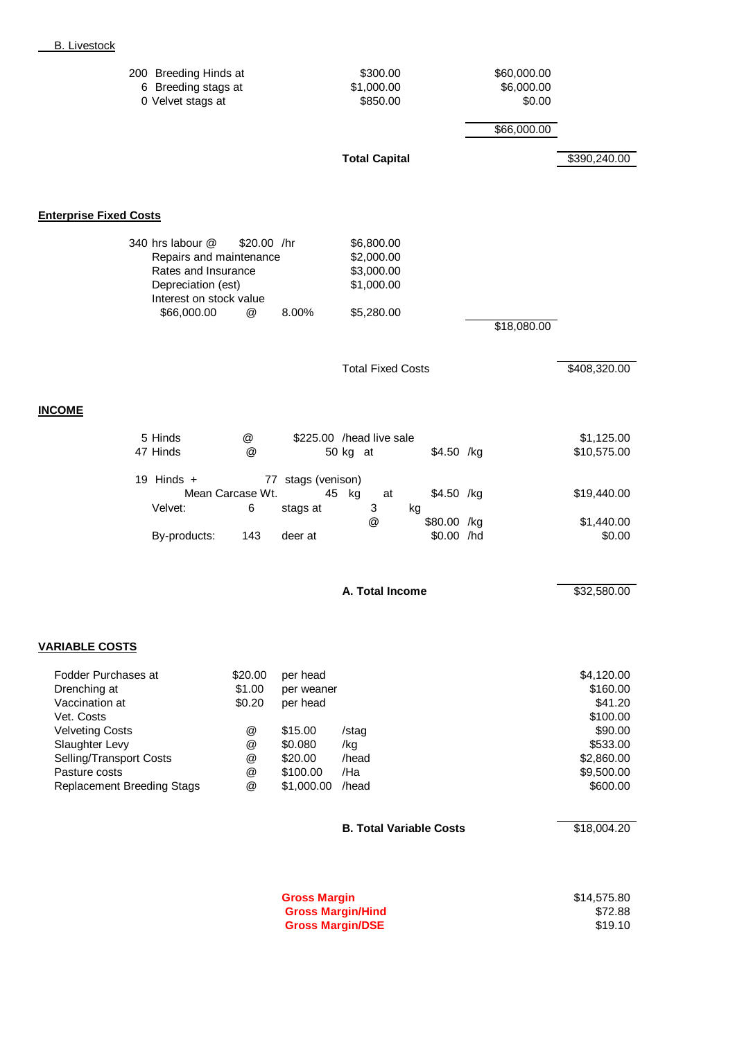B. Livestock

| | | | |
|---|---|---|---|
| 200 Breeding Hinds at | $300.00 | $60,000.00 | |
| 6 Breeding stags at | $1,000.00 | $6,000.00 | |
| 0 Velvet stags at | $850.00 | $0.00 | |
| | | $66,000.00 | |
| | **Total Capital** | | $390,240.00 |

**Enterprise Fixed Costs**

| | | | | | | |
|---|---|---|---|---|---|---|
| 340 hrs labour @ | $20.00 /hr | | $6,800.00 | | | |
| Repairs and maintenance | | | $2,000.00 | | | |
| Rates and Insurance | | | $3,000.00 | | | |
| Depreciation (est) | | | $1,000.00 | | | |
| Interest on stock value | | | | | | |
| $66,000.00 | @ | 8.00% | $5,280.00 | | | |
| | | | | | $18,080.00 | |
| | | | Total Fixed Costs | | | $408,320.00 |

**INCOME**

| | | | | | | |
|---|---|---|---|---|---|---|
| 5 Hinds | @ | $225.00 | /head live sale | | | $1,125.00 |
| 47 Hinds | @ | 50 kg at | | $4.50 /kg | | $10,575.00 |
| 19 Hinds + | 77 stags (venison) | | | | | |
| Mean Carcase Wt. | | 45 kg | at | $4.50 /kg | | $19,440.00 |
| Velvet: | 6 | stags at | 3 kg @ | $80.00 /kg | | $1,440.00 |
| By-products: | 143 | deer at | | $0.00 /hd | | $0.00 |
| | | | **A. Total Income** | | | $32,580.00 |

**VARIABLE COSTS**

| | | | | |
|---|---|---|---|---|
| Fodder Purchases at | $20.00 | per head | | $4,120.00 |
| Drenching at | $1.00 | per weaner | | $160.00 |
| Vaccination at | $0.20 | per head | | $41.20 |
| Vet. Costs | | | | $100.00 |
| Velveting Costs | @ | $15.00 | /stag | $90.00 |
| Slaughter Levy | @ | $0.080 | /kg | $533.00 |
| Selling/Transport Costs | @ | $20.00 | /head | $2,860.00 |
| Pasture costs | @ | $100.00 | /Ha | $9,500.00 |
| Replacement Breeding Stags | @ | $1,000.00 | /head | $600.00 |
| | | | **B. Total Variable Costs** | $18,004.20 |

| | |
|---|---|
| **Gross Margin** | $14,575.80 |
| **Gross Margin/Hind** | $72.88 |
| **Gross Margin/DSE** | $19.10 |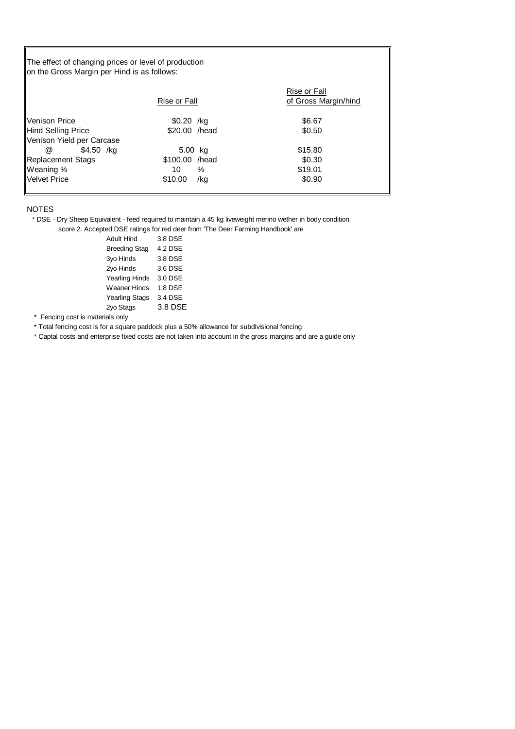The effect of changing prices or level of production on the Gross Margin per Hind is as follows:

| | Rise or Fall | Rise or Fall of Gross Margin/hind |
|---|---|---|
| Venison Price | $0.20 /kg | $6.67 |
| Hind Selling Price | $20.00 /head | $0.50 |
| Venison Yield per Carcase @ $4.50 /kg | 5.00 kg | $15.80 |
| Replacement Stags | $100.00 /head | $0.30 |
| Weaning % | 10 % | $19.01 |
| Velvet Price | $10.00 /kg | $0.90 |

NOTES

\* DSE - Dry Sheep Equivalent - feed required to maintain a 45 kg liveweight merino wether in body condition score 2. Accepted DSE ratings for red deer from 'The Deer Farming Handbook' are

| | |
|---|---|
| Adult Hind | 3.8 DSE |
| Breeding Stag | 4.2 DSE |
| 3yo Hinds | 3.8 DSE |
| 2yo Hinds | 3.6 DSE |
| Yearling Hinds | 3.0 DSE |
| Weaner Hinds | 1,8 DSE |
| Yearling Stags | 3.4 DSE |
| 2yo Stags | 3.8 DSE |

\* Fencing cost is materials only

\* Total fencing cost is for a square paddock plus a 50% allowance for subdivisional fencing

\* Captal costs and enterprise fixed costs are not taken into account in the gross margins and are a guide only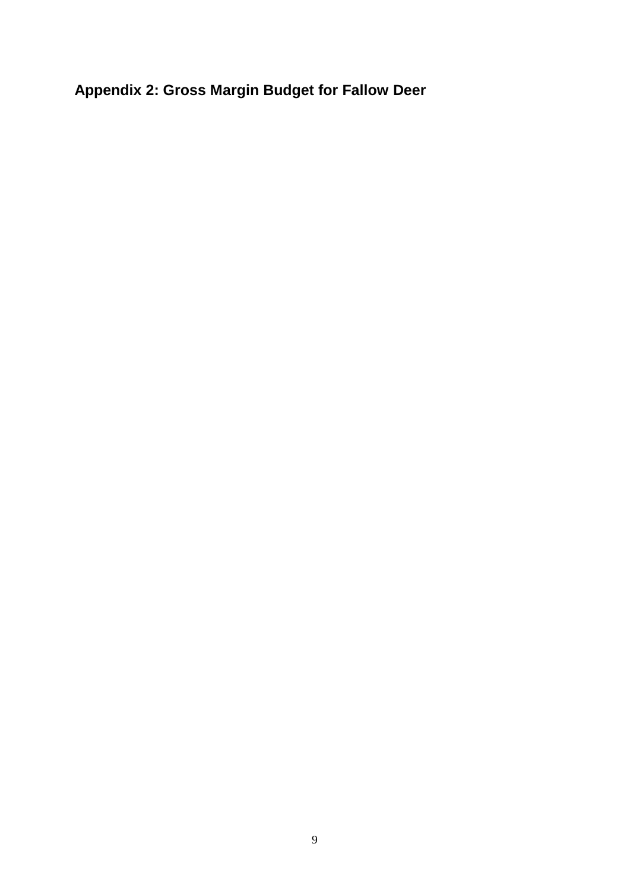## Appendix 2: Gross Margin Budget for Fallow Deer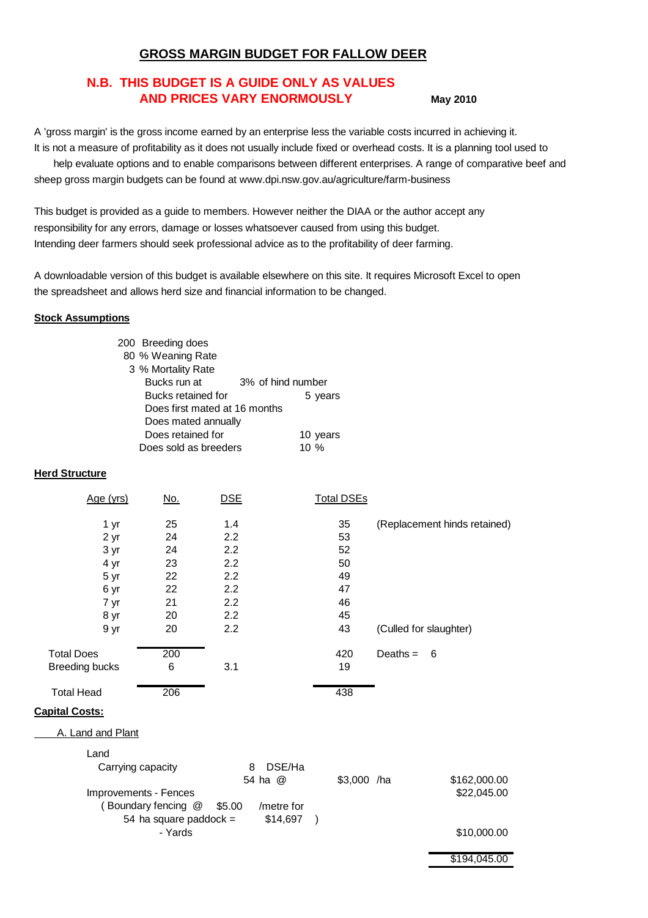# GROSS MARGIN BUDGET FOR FALLOW DEER

**N.B. THIS BUDGET IS A GUIDE ONLY AS VALUES AND PRICES VARY ENORMOUSLY**

**May 2010**

A 'gross margin' is the gross income earned by an enterprise less the variable costs incurred in achieving it. It is not a measure of profitability as it does not usually include fixed or overhead costs. It is a planning tool used to help evaluate options and to enable comparisons between different enterprises. A range of comparative beef and sheep gross margin budgets can be found at www.dpi.nsw.gov.au/agriculture/farm-business

This budget is provided as a guide to members. However neither the DIAA or the author accept any responsibility for any errors, damage or losses whatsoever caused from using this budget. Intending deer farmers should seek professional advice as to the profitability of deer farming.

A downloadable version of this budget is available elsewhere on this site. It requires Microsoft Excel to open the spreadsheet and allows herd size and financial information to be changed.

**Stock Assumptions**

- 200 Breeding does
- 80 % Weaning Rate
- 3 % Mortality Rate
- Bucks run at 3% of hind number
- Bucks retained for 5 years
- Does first mated at 16 months
- Does mated annually
- Does retained for 10 years
- Does sold as breeders 10 %

**Herd Structure**

| Age (yrs) | No. | DSE | Total DSEs | |
|---|---|---|---|---|
| 1 yr | 25 | 1.4 | 35 | (Replacement hinds retained) |
| 2 yr | 24 | 2.2 | 53 | |
| 3 yr | 24 | 2.2 | 52 | |
| 4 yr | 23 | 2.2 | 50 | |
| 5 yr | 22 | 2.2 | 49 | |
| 6 yr | 22 | 2.2 | 47 | |
| 7 yr | 21 | 2.2 | 46 | |
| 8 yr | 20 | 2.2 | 45 | |
| 9 yr | 20 | 2.2 | 43 | (Culled for slaughter) |
| Total Does | 200 | | 420 | Deaths = 6 |
| Breeding bucks | 6 | 3.1 | 19 | |
| Total Head | 206 | | 438 | |

**Capital Costs:**

A. Land and Plant

| Item | | | | |
|---|---|---|---|---|
| Land | | | | |
| Carrying capacity | 8 DSE/Ha | | | |
| | 54 ha @ | $3,000 /ha | | $162,000.00 |
| Improvements - Fences | | | | $22,045.00 |
| ( Boundary fencing @ $5.00 | /metre for | | | |
| 54 ha square paddock = | $14,697 ) | | | |
| - Yards | | | | $10,000.00 |
| | | | | $194,045.00 |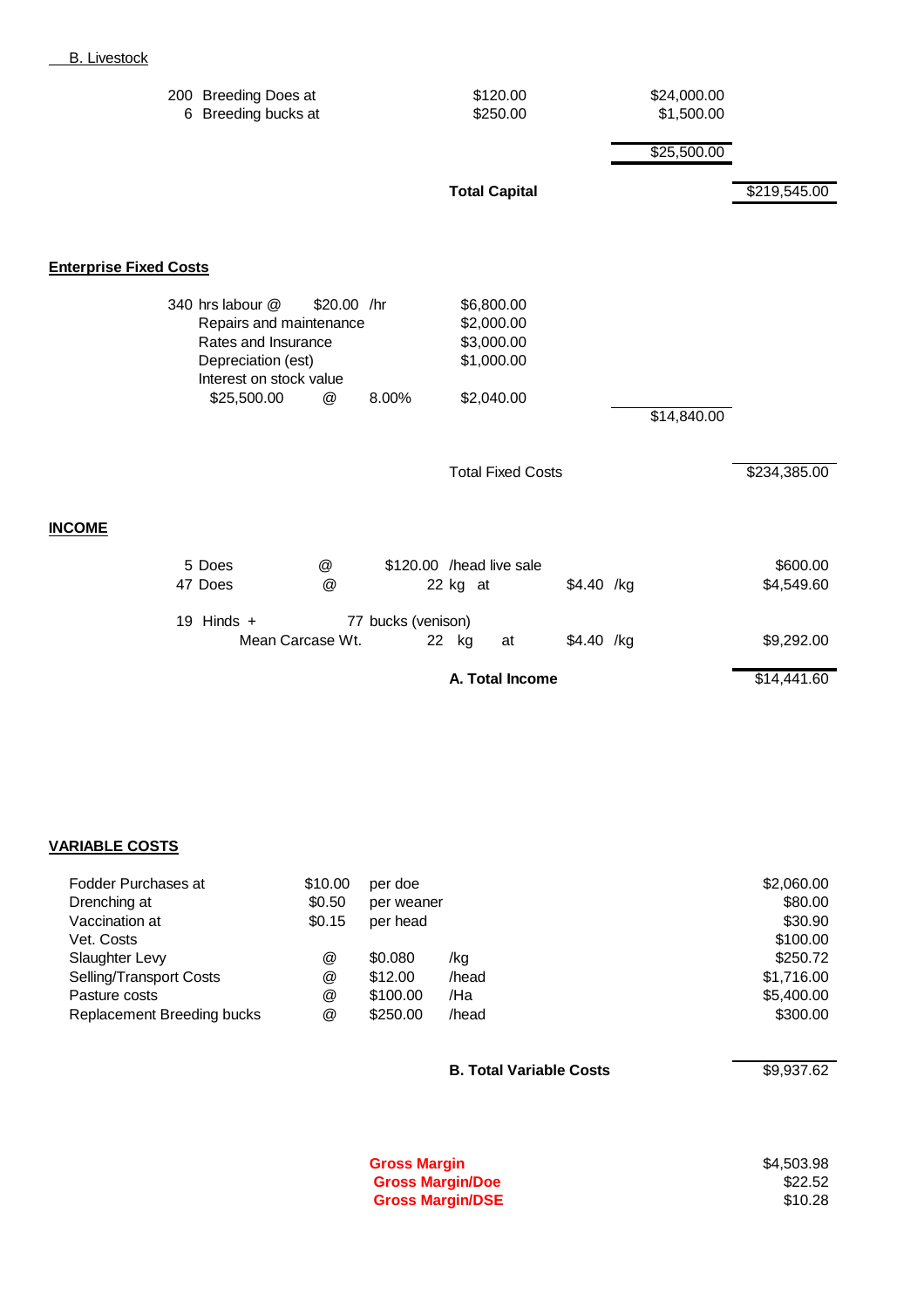B. Livestock

| | | | |
|---|---|---|---|
| 200 Breeding Does at | $120.00 | $24,000.00 | |
| 6 Breeding bucks at | $250.00 | $1,500.00 | |
| | | $25,500.00 | |
| | **Total Capital** | | $219,545.00 |

**Enterprise Fixed Costs**

| | | | | | |
|---|---|---|---|---|---|
| 340 hrs labour @ | $20.00 /hr | | $6,800.00 | | |
| Repairs and maintenance | | | $2,000.00 | | |
| Rates and Insurance | | | $3,000.00 | | |
| Depreciation (est) | | | $1,000.00 | | |
| Interest on stock value | | | | | |
| $25,500.00 | @ | 8.00% | $2,040.00 | | |
| | | | | $14,840.00 | |
| | | | Total Fixed Costs | | $234,385.00 |

**INCOME**

| | | | | |
|---|---|---|---|---|
| 5 Does | @ | $120.00 /head live sale | | $600.00 |
| 47 Does | @ | 22 kg at | $4.40 /kg | $4,549.60 |
| 19 Hinds + | | 77 bucks (venison) | | |
| | Mean Carcase Wt. | 22 kg at | $4.40 /kg | $9,292.00 |
| | | **A. Total Income** | | $14,441.60 |

**VARIABLE COSTS**

| | | | | |
|---|---|---|---|---|
| Fodder Purchases at | $10.00 | per doe | | $2,060.00 |
| Drenching at | $0.50 | per weaner | | $80.00 |
| Vaccination at | $0.15 | per head | | $30.90 |
| Vet. Costs | | | | $100.00 |
| Slaughter Levy | @ | $0.080 | /kg | $250.72 |
| Selling/Transport Costs | @ | $12.00 | /head | $1,716.00 |
| Pasture costs | @ | $100.00 | /Ha | $5,400.00 |
| Replacement Breeding bucks | @ | $250.00 | /head | $300.00 |
| | | **B. Total Variable Costs** | | $9,937.62 |

| | |
|---|---|
| **Gross Margin** | $4,503.98 |
| **Gross Margin/Doe** | $22.52 |
| **Gross Margin/DSE** | $10.28 |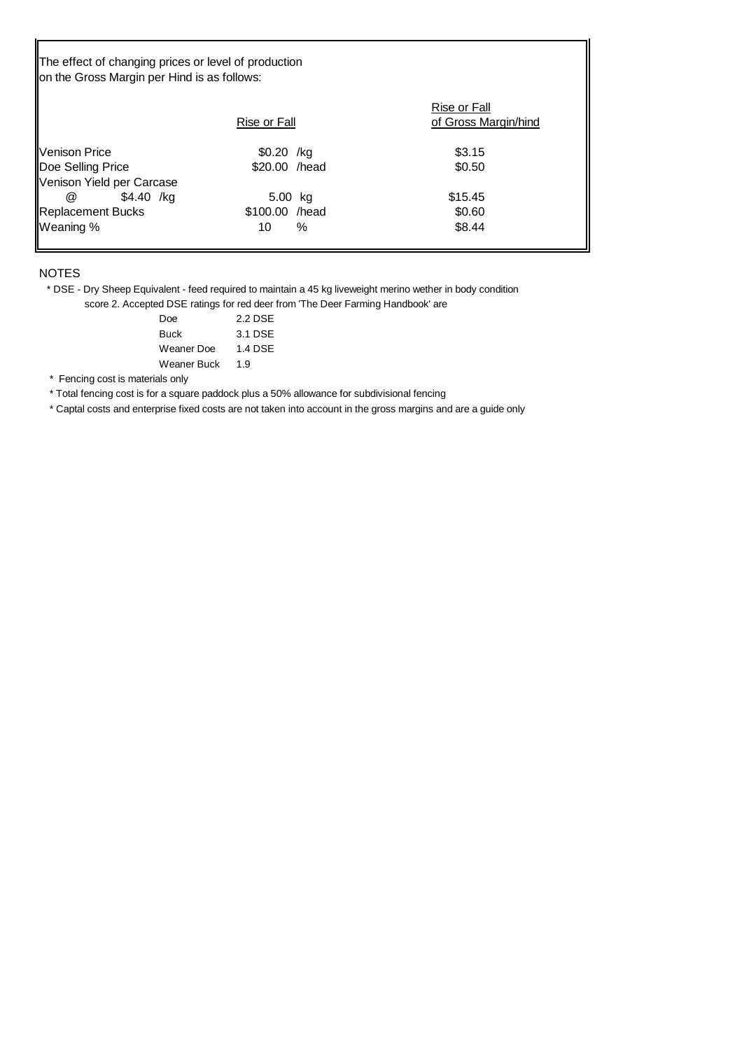The effect of changing prices or level of production on the Gross Margin per Hind is as follows:

| | Rise or Fall | Rise or Fall of Gross Margin/hind |
|---|---|---|
| Venison Price | $0.20 /kg | $3.15 |
| Doe Selling Price | $20.00 /head | $0.50 |
| Venison Yield per Carcase @ $4.40 /kg | 5.00 kg | $15.45 |
| Replacement Bucks | $100.00 /head | $0.60 |
| Weaning % | 10 % | $8.44 |

NOTES

* DSE - Dry Sheep Equivalent - feed required to maintain a 45 kg liveweight merino wether in body condition score 2. Accepted DSE ratings for red deer from 'The Deer Farming Handbook' are

| | |
|---|---|
| Doe | 2.2 DSE |
| Buck | 3.1 DSE |
| Weaner Doe | 1.4 DSE |
| Weaner Buck | 1.9 |

* Fencing cost is materials only
* Total fencing cost is for a square paddock plus a 50% allowance for subdivisional fencing
* Captal costs and enterprise fixed costs are not taken into account in the gross margins and are a guide only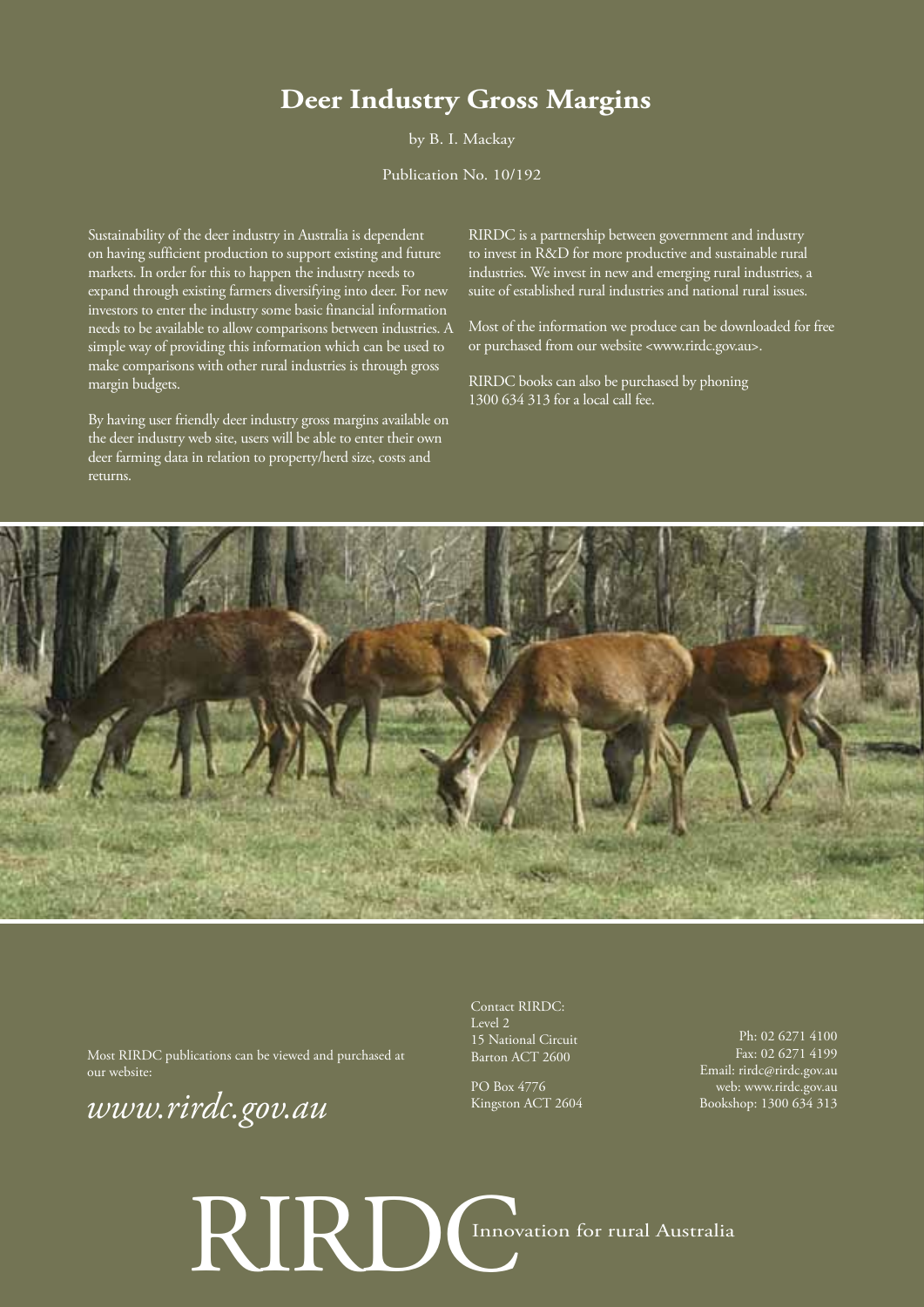# Deer Industry Gross Margins

by B. I. Mackay

Publication No. 10/192

Sustainability of the deer industry in Australia is dependent on having sufficient production to support existing and future markets. In order for this to happen the industry needs to expand through existing farmers diversifying into deer. For new investors to enter the industry some basic financial information needs to be available to allow comparisons between industries. A simple way of providing this information which can be used to make comparisons with other rural industries is through gross margin budgets.

By having user friendly deer industry gross margins available on the deer industry web site, users will be able to enter their own deer farming data in relation to property/herd size, costs and returns.

RIRDC is a partnership between government and industry to invest in R&D for more productive and sustainable rural industries. We invest in new and emerging rural industries, a suite of established rural industries and national rural issues.

Most of the information we produce can be downloaded for free or purchased from our website <www.rirdc.gov.au>.

RIRDC books can also be purchased by phoning 1300 634 313 for a local call fee.

Most RIRDC publications can be viewed and purchased at our website:

*www.rirdc.gov.au*

Contact RIRDC:
Level 2
15 National Circuit
Barton ACT 2600

PO Box 4776
Kingston ACT 2604

Ph: 02 6271 4100
Fax: 02 6271 4199
Email: rirdc@rirdc.gov.au
web: www.rirdc.gov.au
Bookshop: 1300 634 313

RIRDC Innovation for rural Australia